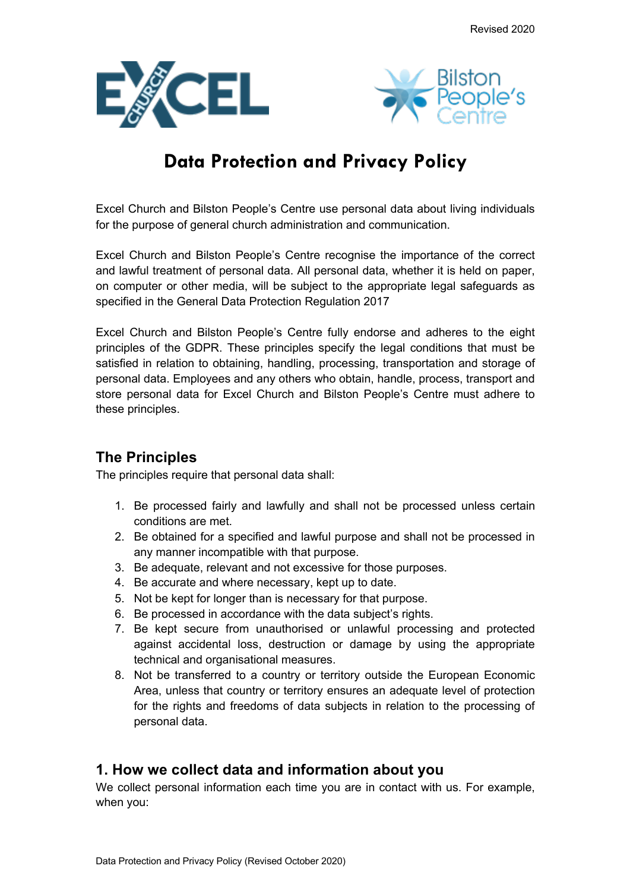# Data Protection and Privacy Policy

Excel Church and Bilston People's Centre use personal data about living individuals for the purpose of general church administration and communication.

Excel Church and Bilston People's Centre recognise the importance of the correct and lawful treatment of personal data. All personal data, whether it is held on paper, on computer or other media, will be subject to the appropriate legal safeguards as specified in the General Data Protection Regulation 2017

Excel Church and Bilston People's Centre fully endorse and adheres to the eight principles of the GDPR. These principles specify the legal conditions that must be satisfied in relation to obtaining, handling, processing, transportation and storage of personal data. Employees and any others who obtain, handle, process, transport and store personal data for Excel Church and Bilston People's Centre must adhere to these principles.

## The Principles

The principles require that personal data shall:

1. Be processed fairly and lawfully and shall not be processed unless certain conditions are met.
2. Be obtained for a specified and lawful purpose and shall not be processed in any manner incompatible with that purpose.
3. Be adequate, relevant and not excessive for those purposes.
4. Be accurate and where necessary, kept up to date.
5. Not be kept for longer than is necessary for that purpose.
6. Be processed in accordance with the data subject's rights.
7. Be kept secure from unauthorised or unlawful processing and protected against accidental loss, destruction or damage by using the appropriate technical and organisational measures.
8. Not be transferred to a country or territory outside the European Economic Area, unless that country or territory ensures an adequate level of protection for the rights and freedoms of data subjects in relation to the processing of personal data.

## 1. How we collect data and information about you

We collect personal information each time you are in contact with us. For example, when you: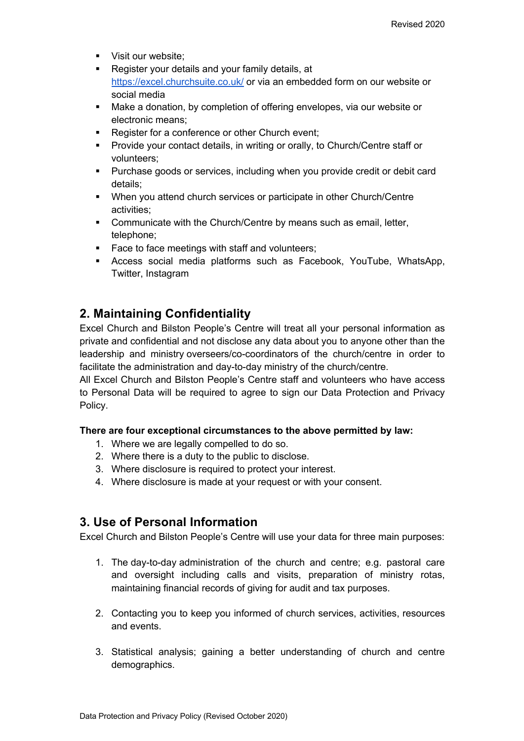- Visit our website;
- Register your details and your family details, at [https://excel.churchsuite.co.uk/](https://excel.churchsuite.co.uk/) or via an embedded form on our website or social media
- Make a donation, by completion of offering envelopes, via our website or electronic means;
- Register for a conference or other Church event;
- Provide your contact details, in writing or orally, to Church/Centre staff or volunteers;
- Purchase goods or services, including when you provide credit or debit card details;
- When you attend church services or participate in other Church/Centre activities;
- Communicate with the Church/Centre by means such as email, letter, telephone;
- Face to face meetings with staff and volunteers;
- Access social media platforms such as Facebook, YouTube, WhatsApp, Twitter, Instagram

## 2. Maintaining Confidentiality

Excel Church and Bilston People's Centre will treat all your personal information as private and confidential and not disclose any data about you to anyone other than the leadership and ministry overseers/co-coordinators of the church/centre in order to facilitate the administration and day-to-day ministry of the church/centre.
All Excel Church and Bilston People's Centre staff and volunteers who have access to Personal Data will be required to agree to sign our Data Protection and Privacy Policy.

**There are four exceptional circumstances to the above permitted by law:**

1. Where we are legally compelled to do so.
2. Where there is a duty to the public to disclose.
3. Where disclosure is required to protect your interest.
4. Where disclosure is made at your request or with your consent.

## 3. Use of Personal Information

Excel Church and Bilston People's Centre will use your data for three main purposes:

1. The day-to-day administration of the church and centre; e.g. pastoral care and oversight including calls and visits, preparation of ministry rotas, maintaining financial records of giving for audit and tax purposes.

2. Contacting you to keep you informed of church services, activities, resources and events.

3. Statistical analysis; gaining a better understanding of church and centre demographics.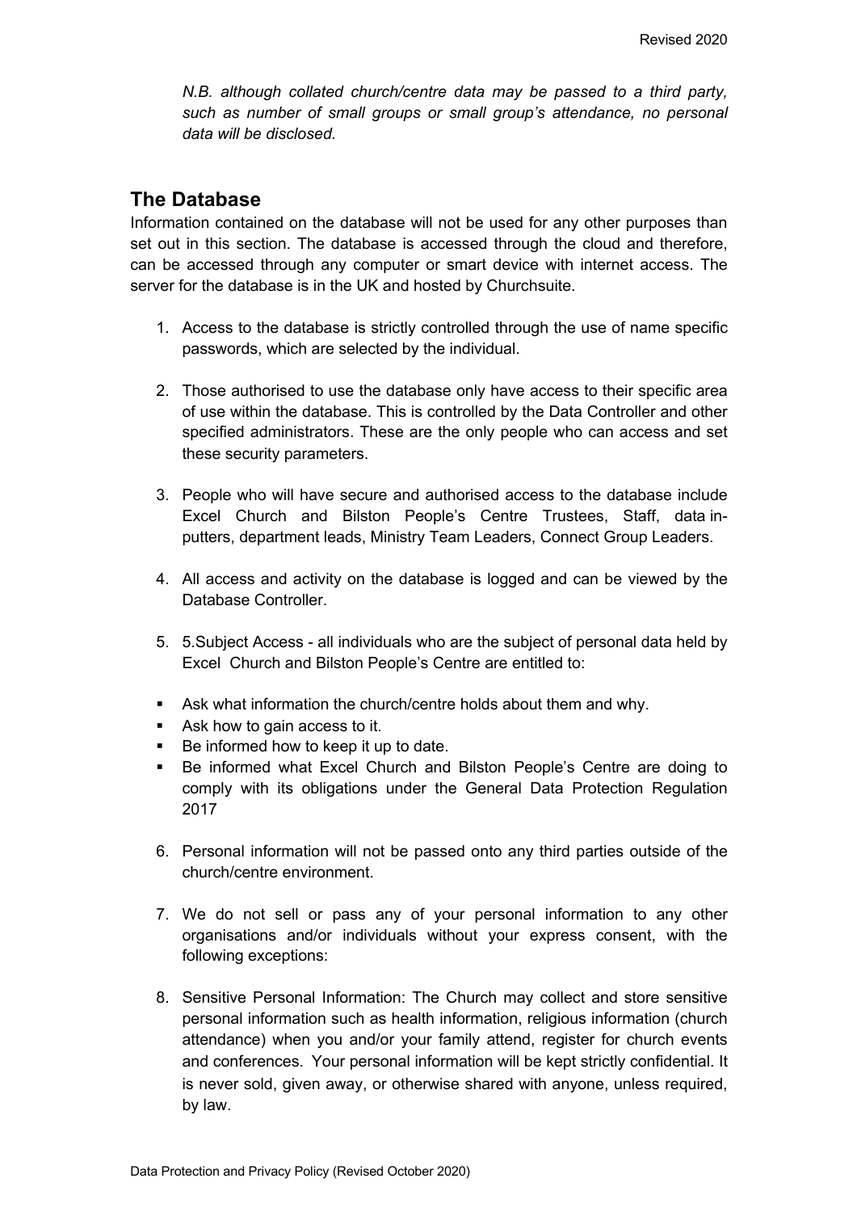*N.B. although collated church/centre data may be passed to a third party, such as number of small groups or small group's attendance, no personal data will be disclosed.*

## The Database

Information contained on the database will not be used for any other purposes than set out in this section. The database is accessed through the cloud and therefore, can be accessed through any computer or smart device with internet access. The server for the database is in the UK and hosted by Churchsuite.

1. Access to the database is strictly controlled through the use of name specific passwords, which are selected by the individual.

2. Those authorised to use the database only have access to their specific area of use within the database. This is controlled by the Data Controller and other specified administrators. These are the only people who can access and set these security parameters.

3. People who will have secure and authorised access to the database include Excel Church and Bilston People's Centre Trustees, Staff, data in-putters, department leads, Ministry Team Leaders, Connect Group Leaders.

4. All access and activity on the database is logged and can be viewed by the Database Controller.

5. 5.Subject Access - all individuals who are the subject of personal data held by Excel Church and Bilston People's Centre are entitled to:

- Ask what information the church/centre holds about them and why.
- Ask how to gain access to it.
- Be informed how to keep it up to date.
- Be informed what Excel Church and Bilston People's Centre are doing to comply with its obligations under the General Data Protection Regulation 2017

6. Personal information will not be passed onto any third parties outside of the church/centre environment.

7. We do not sell or pass any of your personal information to any other organisations and/or individuals without your express consent, with the following exceptions:

8. Sensitive Personal Information: The Church may collect and store sensitive personal information such as health information, religious information (church attendance) when you and/or your family attend, register for church events and conferences. Your personal information will be kept strictly confidential. It is never sold, given away, or otherwise shared with anyone, unless required, by law.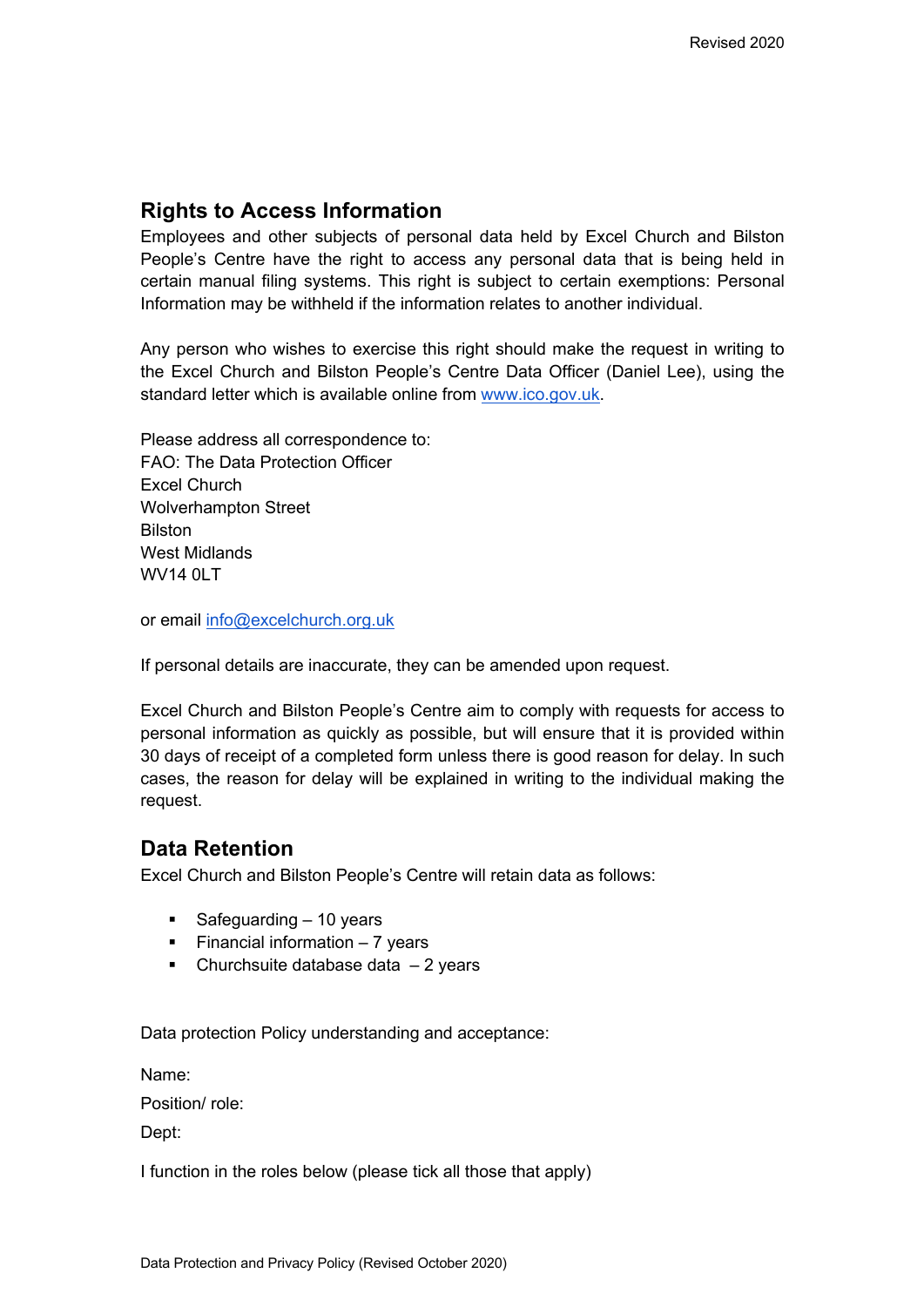## Rights to Access Information

Employees and other subjects of personal data held by Excel Church and Bilston People's Centre have the right to access any personal data that is being held in certain manual filing systems. This right is subject to certain exemptions: Personal Information may be withheld if the information relates to another individual.

Any person who wishes to exercise this right should make the request in writing to the Excel Church and Bilston People's Centre Data Officer (Daniel Lee), using the standard letter which is available online from [www.ico.gov.uk](http://www.ico.gov.uk).

Please address all correspondence to:
FAO: The Data Protection Officer
Excel Church
Wolverhampton Street
Bilston
West Midlands
WV14 0LT

or email [info@excelchurch.org.uk](mailto:info@excelchurch.org.uk)

If personal details are inaccurate, they can be amended upon request.

Excel Church and Bilston People's Centre aim to comply with requests for access to personal information as quickly as possible, but will ensure that it is provided within 30 days of receipt of a completed form unless there is good reason for delay. In such cases, the reason for delay will be explained in writing to the individual making the request.

## Data Retention

Excel Church and Bilston People's Centre will retain data as follows:

- Safeguarding – 10 years
- Financial information – 7 years
- Churchsuite database data – 2 years

Data protection Policy understanding and acceptance:

Name:

Position/ role:

Dept:

I function in the roles below (please tick all those that apply)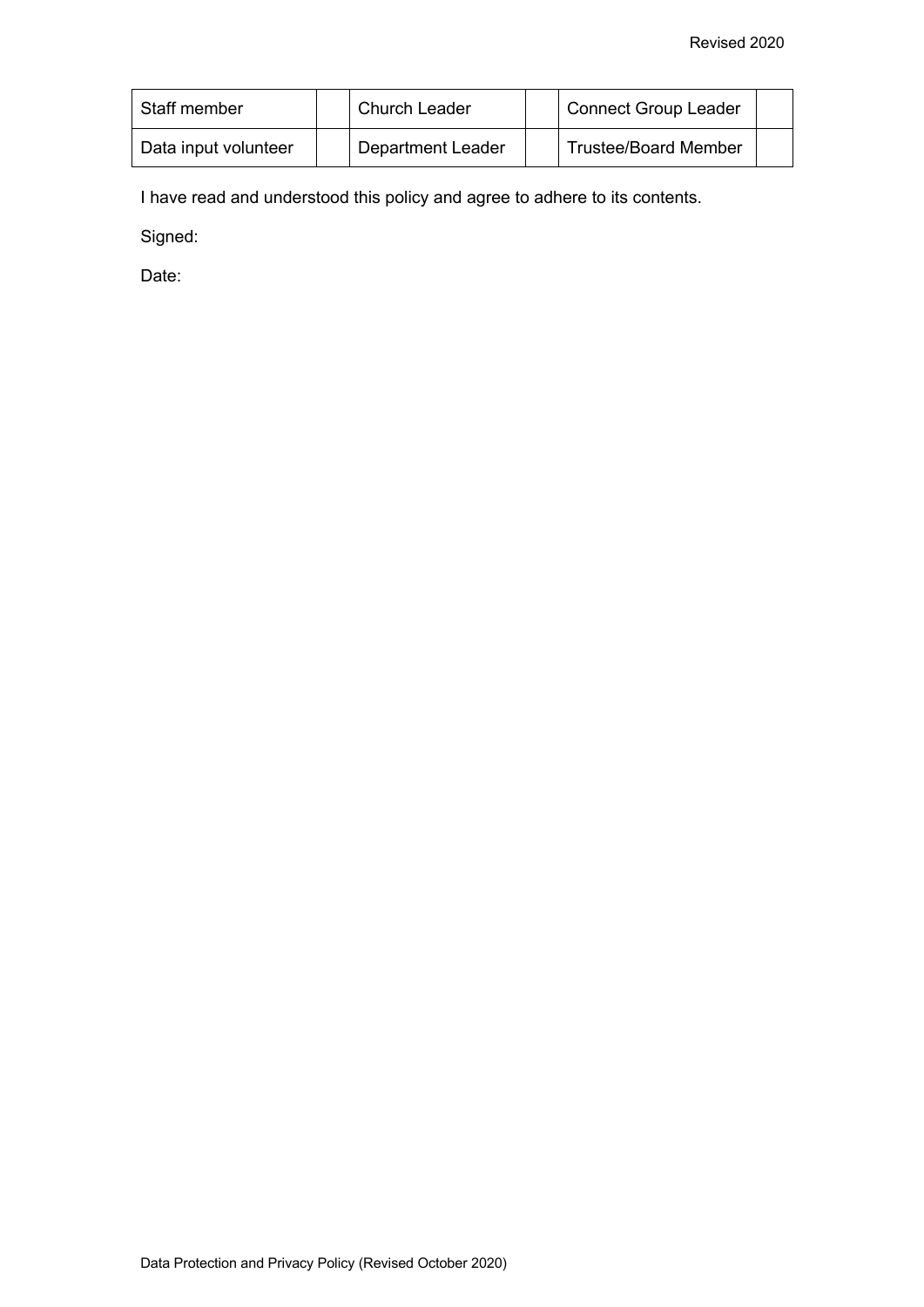| | | | | | |
|---|---|---|---|---|---|
| Staff member | | Church Leader | | Connect Group Leader | |
| Data input volunteer | | Department Leader | | Trustee/Board Member | |

I have read and understood this policy and agree to adhere to its contents.

Signed:

Date: